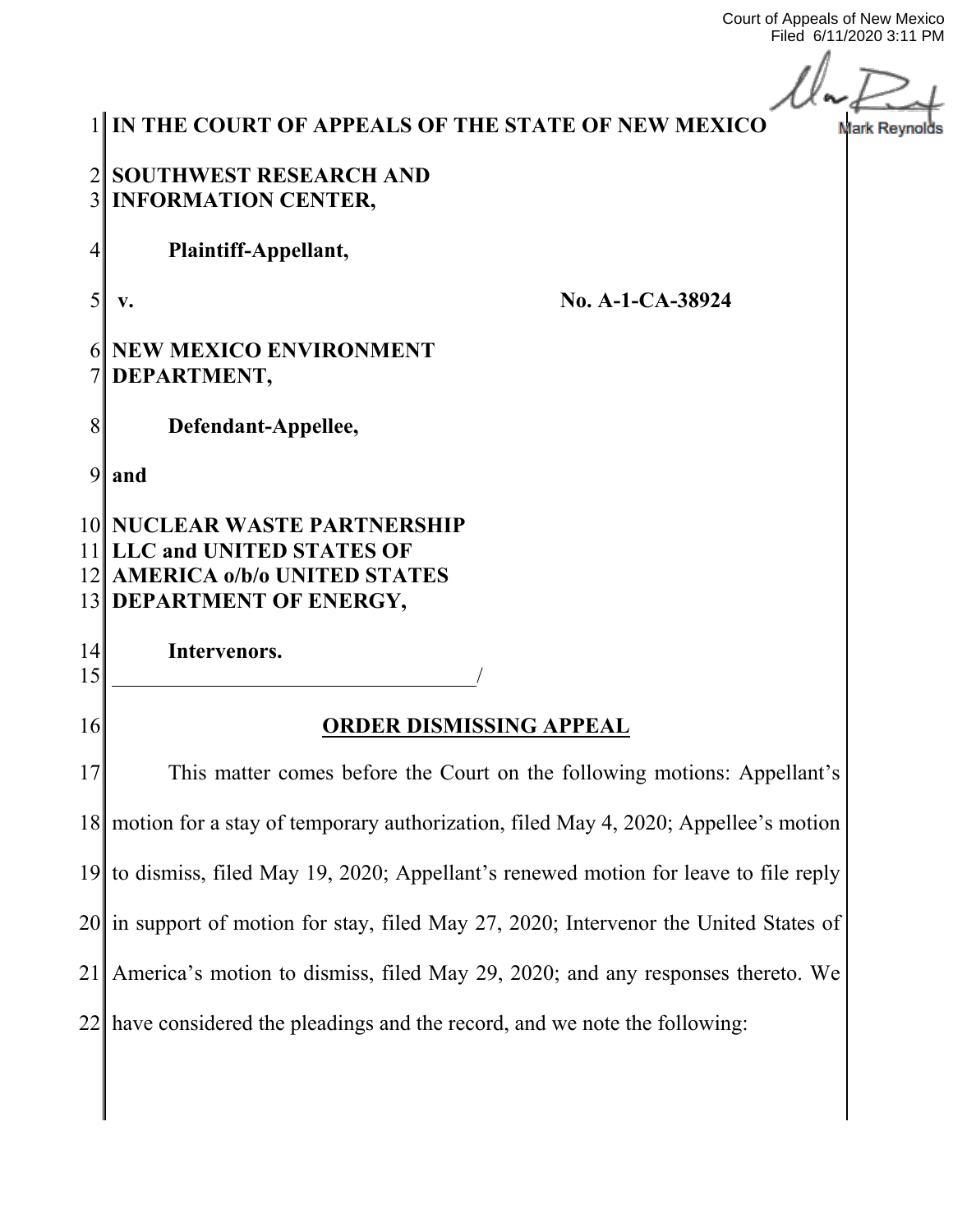Court of Appeals of New Mexico
Filed 6/11/2020 3:11 PM

Mark Reynolds

**IN THE COURT OF APPEALS OF THE STATE OF NEW MEXICO**

**SOUTHWEST RESEARCH AND INFORMATION CENTER,**

**Plaintiff-Appellant,**

**v.** **No. A-1-CA-38924**

**NEW MEXICO ENVIRONMENT DEPARTMENT,**

**Defendant-Appellee,**

**and**

**NUCLEAR WASTE PARTNERSHIP LLC and UNITED STATES OF AMERICA o/b/o UNITED STATES DEPARTMENT OF ENERGY,**

**Intervenors.**

**ORDER DISMISSING APPEAL**

This matter comes before the Court on the following motions: Appellant's motion for a stay of temporary authorization, filed May 4, 2020; Appellee's motion to dismiss, filed May 19, 2020; Appellant's renewed motion for leave to file reply in support of motion for stay, filed May 27, 2020; Intervenor the United States of America's motion to dismiss, filed May 29, 2020; and any responses thereto. We have considered the pleadings and the record, and we note the following: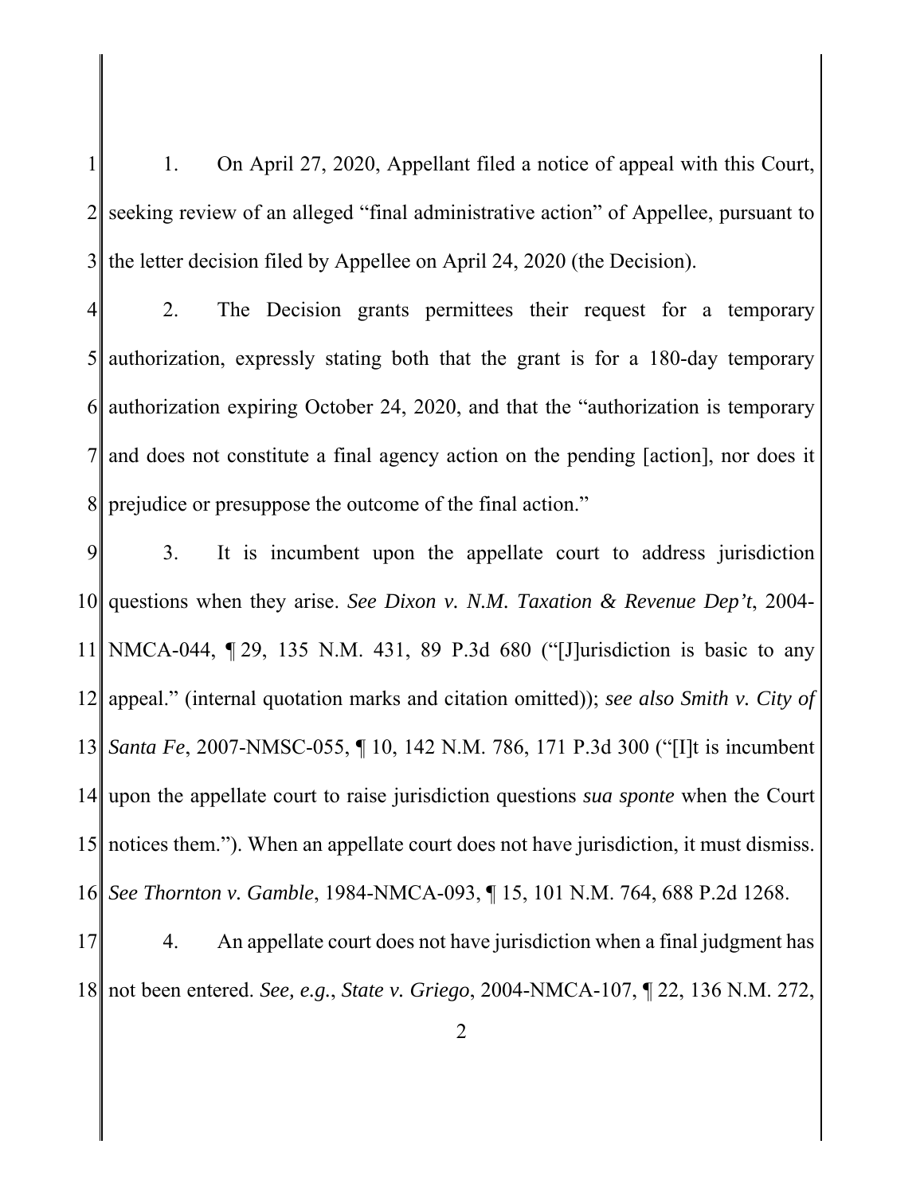1. On April 27, 2020, Appellant filed a notice of appeal with this Court, seeking review of an alleged "final administrative action" of Appellee, pursuant to the letter decision filed by Appellee on April 24, 2020 (the Decision).

2. The Decision grants permittees their request for a temporary authorization, expressly stating both that the grant is for a 180-day temporary authorization expiring October 24, 2020, and that the "authorization is temporary and does not constitute a final agency action on the pending [action], nor does it prejudice or presuppose the outcome of the final action."

3. It is incumbent upon the appellate court to address jurisdiction questions when they arise. *See Dixon v. N.M. Taxation & Revenue Dep't*, 2004-NMCA-044, ¶ 29, 135 N.M. 431, 89 P.3d 680 ("[J]urisdiction is basic to any appeal." (internal quotation marks and citation omitted)); *see also Smith v. City of Santa Fe*, 2007-NMSC-055, ¶ 10, 142 N.M. 786, 171 P.3d 300 ("[I]t is incumbent upon the appellate court to raise jurisdiction questions *sua sponte* when the Court notices them."). When an appellate court does not have jurisdiction, it must dismiss. *See Thornton v. Gamble*, 1984-NMCA-093, ¶ 15, 101 N.M. 764, 688 P.2d 1268.

4. An appellate court does not have jurisdiction when a final judgment has not been entered. *See, e.g.*, *State v. Griego*, 2004-NMCA-107, ¶ 22, 136 N.M. 272,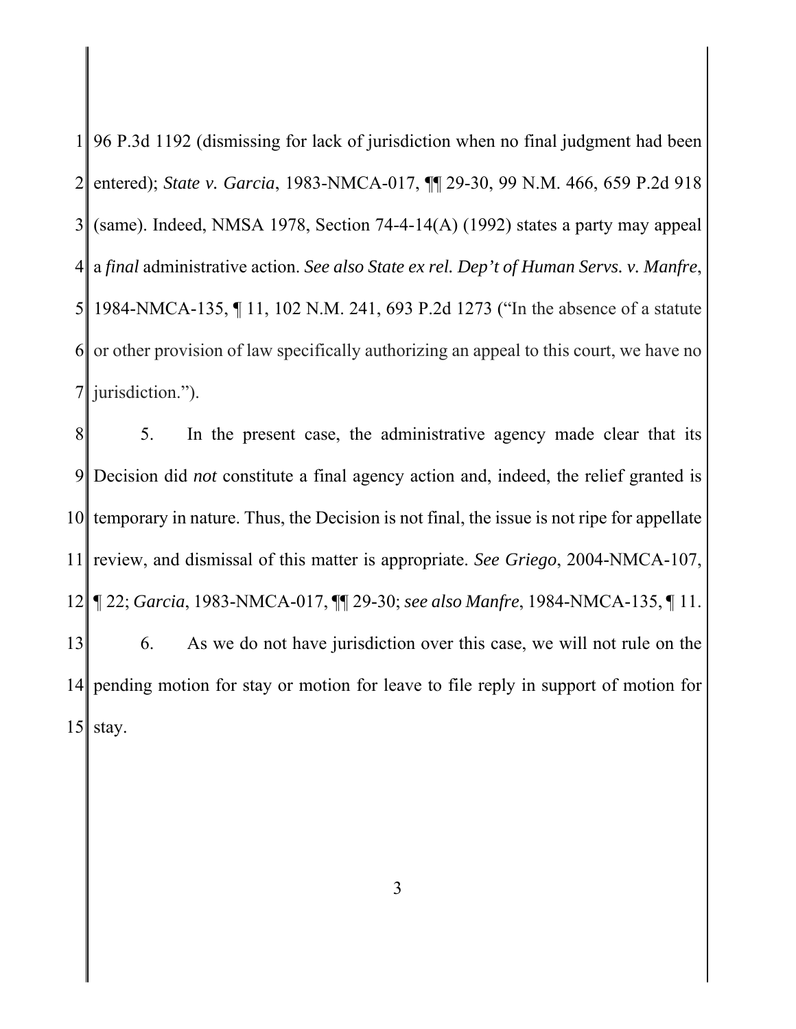96 P.3d 1192 (dismissing for lack of jurisdiction when no final judgment had been entered); *State v. Garcia*, 1983-NMCA-017, ¶¶ 29-30, 99 N.M. 466, 659 P.2d 918 (same). Indeed, NMSA 1978, Section 74-4-14(A) (1992) states a party may appeal a *final* administrative action. *See also State ex rel. Dep't of Human Servs. v. Manfre*, 1984-NMCA-135, ¶ 11, 102 N.M. 241, 693 P.2d 1273 ("In the absence of a statute or other provision of law specifically authorizing an appeal to this court, we have no jurisdiction.").

5. In the present case, the administrative agency made clear that its Decision did *not* constitute a final agency action and, indeed, the relief granted is temporary in nature. Thus, the Decision is not final, the issue is not ripe for appellate review, and dismissal of this matter is appropriate. *See Griego*, 2004-NMCA-107, ¶ 22; *Garcia*, 1983-NMCA-017, ¶¶ 29-30; *see also Manfre*, 1984-NMCA-135, ¶ 11.

6. As we do not have jurisdiction over this case, we will not rule on the pending motion for stay or motion for leave to file reply in support of motion for stay.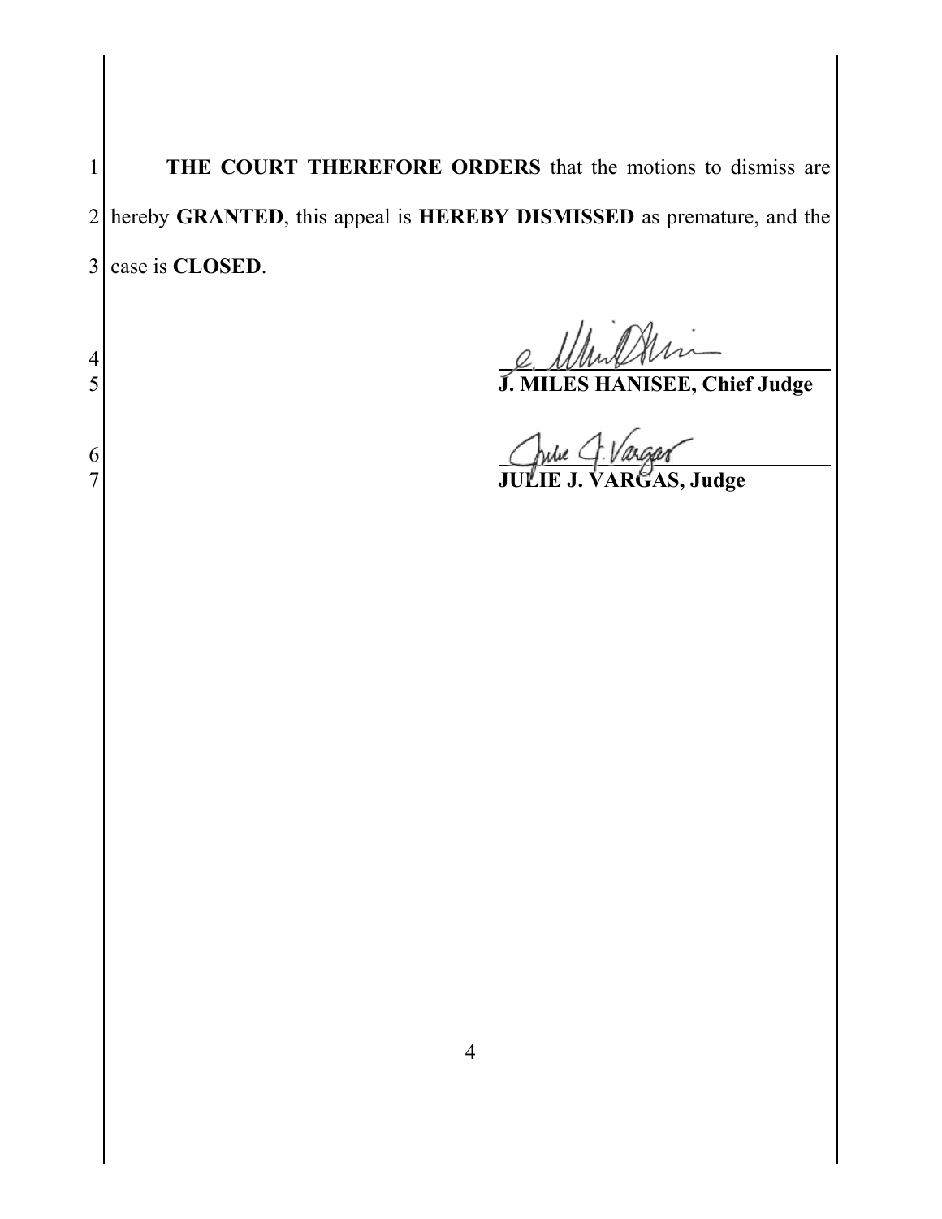**THE COURT THEREFORE ORDERS** that the motions to dismiss are hereby **GRANTED**, this appeal is **HEREBY DISMISSED** as premature, and the case is **CLOSED**.

**J. MILES HANISEE, Chief Judge**

**JULIE J. VARGAS, Judge**